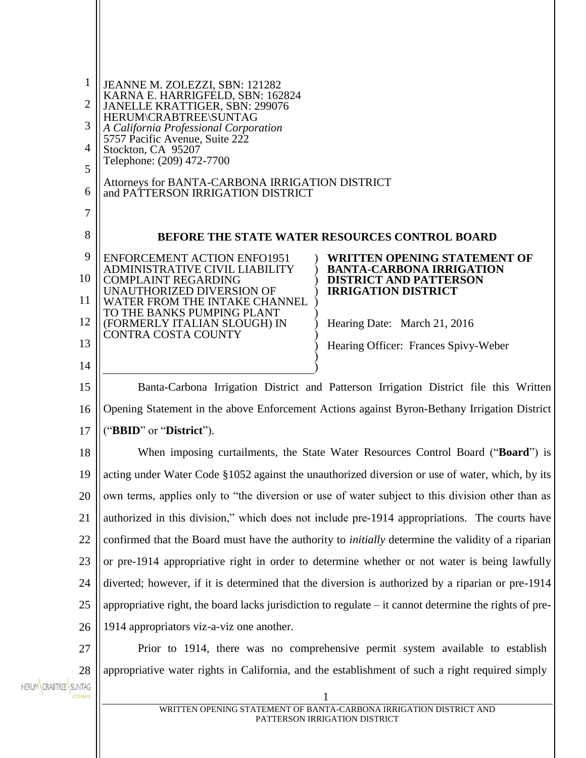JEANNE M. ZOLEZZI, SBN: 121282
KARNA E. HARRIGFELD, SBN: 162824
JANELLE KRATTIGER, SBN: 299076
HERUM\CRABTREE\SUNTAG
*A California Professional Corporation*
5757 Pacific Avenue, Suite 222
Stockton, CA 95207
Telephone: (209) 472-7700

Attorneys for BANTA-CARBONA IRRIGATION DISTRICT
and PATTERSON IRRIGATION DISTRICT

**BEFORE THE STATE WATER RESOURCES CONTROL BOARD**

| | |
|---|---|
| ENFORCEMENT ACTION ENFO1951 ADMINISTRATIVE CIVIL LIABILITY COMPLAINT REGARDING UNAUTHORIZED DIVERSION OF WATER FROM THE INTAKE CHANNEL TO THE BANKS PUMPING PLANT (FORMERLY ITALIAN SLOUGH) IN CONTRA COSTA COUNTY | **WRITTEN OPENING STATEMENT OF BANTA-CARBONA IRRIGATION DISTRICT AND PATTERSON IRRIGATION DISTRICT**<br><br>Hearing Date: March 21, 2016<br><br>Hearing Officer: Frances Spivy-Weber |

Banta-Carbona Irrigation District and Patterson Irrigation District file this Written Opening Statement in the above Enforcement Actions against Byron-Bethany Irrigation District ("**BBID**" or "**District**").

When imposing curtailments, the State Water Resources Control Board ("**Board**") is acting under Water Code §1052 against the unauthorized diversion or use of water, which, by its own terms, applies only to "the diversion or use of water subject to this division other than as authorized in this division," which does not include pre-1914 appropriations. The courts have confirmed that the Board must have the authority to *initially* determine the validity of a riparian or pre-1914 appropriative right in order to determine whether or not water is being lawfully diverted; however, if it is determined that the diversion is authorized by a riparian or pre-1914 appropriative right, the board lacks jurisdiction to regulate – it cannot determine the rights of pre-1914 appropriators viz-a-viz one another.

Prior to 1914, there was no comprehensive permit system available to establish appropriative water rights in California, and the establishment of such a right required simply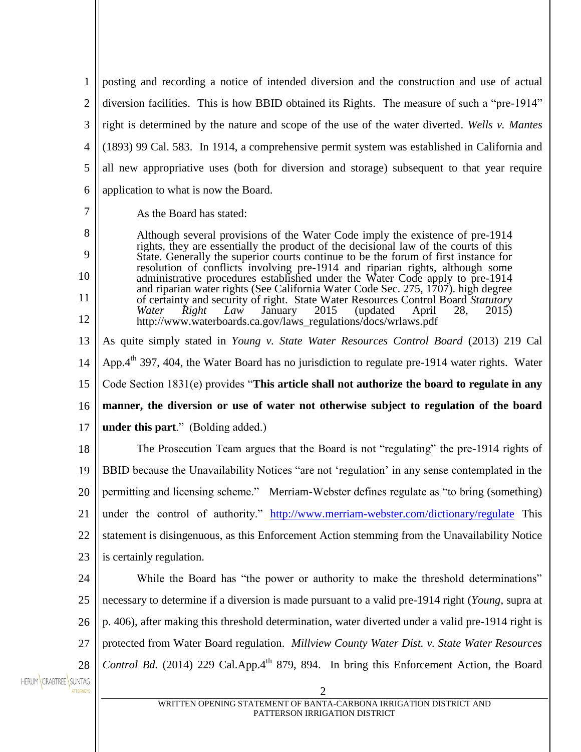posting and recording a notice of intended diversion and the construction and use of actual diversion facilities. This is how BBID obtained its Rights. The measure of such a "pre-1914" right is determined by the nature and scope of the use of the water diverted. *Wells v. Mantes* (1893) 99 Cal. 583. In 1914, a comprehensive permit system was established in California and all new appropriative uses (both for diversion and storage) subsequent to that year require application to what is now the Board.

As the Board has stated:

> Although several provisions of the Water Code imply the existence of pre-1914 rights, they are essentially the product of the decisional law of the courts of this State. Generally the superior courts continue to be the forum of first instance for resolution of conflicts involving pre-1914 and riparian rights, although some administrative procedures established under the Water Code apply to pre-1914 and riparian water rights (See California Water Code Sec. 275, 1707). high degree of certainty and security of right. State Water Resources Control Board *Statutory Water Right Law* January 2015 (updated April 28, 2015) http://www.waterboards.ca.gov/laws_regulations/docs/wrlaws.pdf

As quite simply stated in *Young v. State Water Resources Control Board* (2013) 219 Cal App.4th 397, 404, the Water Board has no jurisdiction to regulate pre-1914 water rights. Water Code Section 1831(e) provides "**This article shall not authorize the board to regulate in any manner, the diversion or use of water not otherwise subject to regulation of the board under this part**." (Bolding added.)

The Prosecution Team argues that the Board is not "regulating" the pre-1914 rights of BBID because the Unavailability Notices "are not 'regulation' in any sense contemplated in the permitting and licensing scheme." Merriam-Webster defines regulate as "to bring (something) under the control of authority." http://www.merriam-webster.com/dictionary/regulate This statement is disingenuous, as this Enforcement Action stemming from the Unavailability Notice is certainly regulation.

While the Board has "the power or authority to make the threshold determinations" necessary to determine if a diversion is made pursuant to a valid pre-1914 right (*Young*, supra at p. 406), after making this threshold determination, water diverted under a valid pre-1914 right is protected from Water Board regulation. *Millview County Water Dist. v. State Water Resources Control Bd.* (2014) 229 Cal.App.4th 879, 894. In bring this Enforcement Action, the Board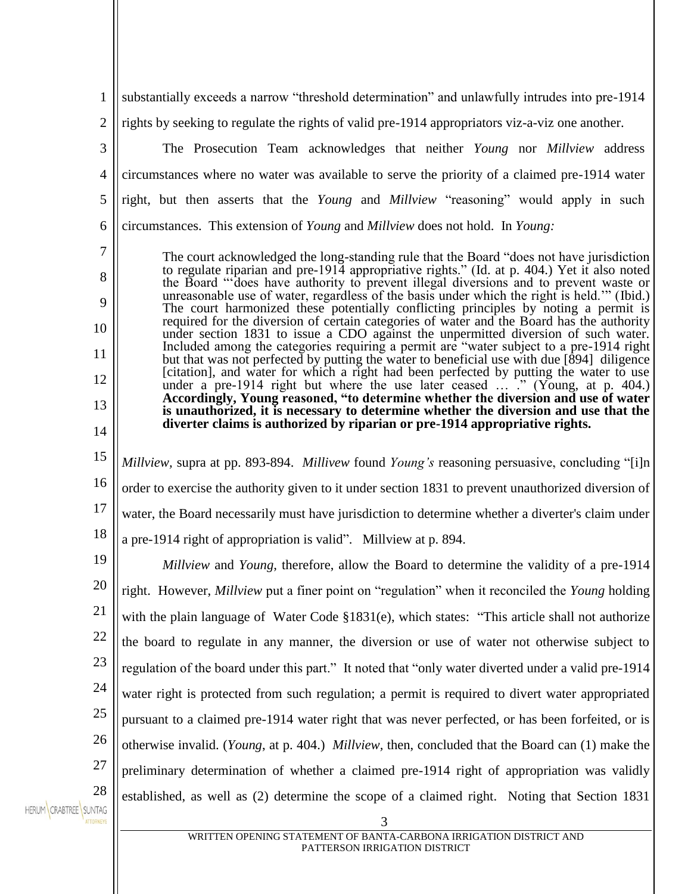substantially exceeds a narrow "threshold determination" and unlawfully intrudes into pre-1914 rights by seeking to regulate the rights of valid pre-1914 appropriators viz-a-viz one another.

The Prosecution Team acknowledges that neither *Young* nor *Millview* address circumstances where no water was available to serve the priority of a claimed pre-1914 water right, but then asserts that the *Young* and *Millview* "reasoning" would apply in such circumstances. This extension of *Young* and *Millview* does not hold. In *Young:*

> The court acknowledged the long-standing rule that the Board "does not have jurisdiction to regulate riparian and pre-1914 appropriative rights." (Id. at p. 404.) Yet it also noted the Board "'does have authority to prevent illegal diversions and to prevent waste or unreasonable use of water, regardless of the basis under which the right is held.'" (Ibid.) The court harmonized these potentially conflicting principles by noting a permit is required for the diversion of certain categories of water and the Board has the authority under section 1831 to issue a CDO against the unpermitted diversion of such water. Included among the categories requiring a permit are "water subject to a pre-1914 right but that was not perfected by putting the water to beneficial use with due [894] diligence [citation], and water for which a right had been perfected by putting the water to use under a pre-1914 right but where the use later ceased … ." (Young, at p. 404.) **Accordingly, Young reasoned, "to determine whether the diversion and use of water is unauthorized, it is necessary to determine whether the diversion and use that the diverter claims is authorized by riparian or pre-1914 appropriative rights.**

*Millview,* supra at pp. 893-894. *Millivew* found *Young's* reasoning persuasive, concluding "[i]n order to exercise the authority given to it under section 1831 to prevent unauthorized diversion of water, the Board necessarily must have jurisdiction to determine whether a diverter's claim under a pre-1914 right of appropriation is valid". Millview at p. 894.

*Millview* and *Young*, therefore, allow the Board to determine the validity of a pre-1914 right. However, *Millview* put a finer point on "regulation" when it reconciled the *Young* holding with the plain language of Water Code §1831(e), which states: "This article shall not authorize the board to regulate in any manner, the diversion or use of water not otherwise subject to regulation of the board under this part." It noted that "only water diverted under a valid pre-1914 water right is protected from such regulation; a permit is required to divert water appropriated pursuant to a claimed pre-1914 water right that was never perfected, or has been forfeited, or is otherwise invalid. (*Young*, at p. 404.) *Millview*, then, concluded that the Board can (1) make the preliminary determination of whether a claimed pre-1914 right of appropriation was validly established, as well as (2) determine the scope of a claimed right. Noting that Section 1831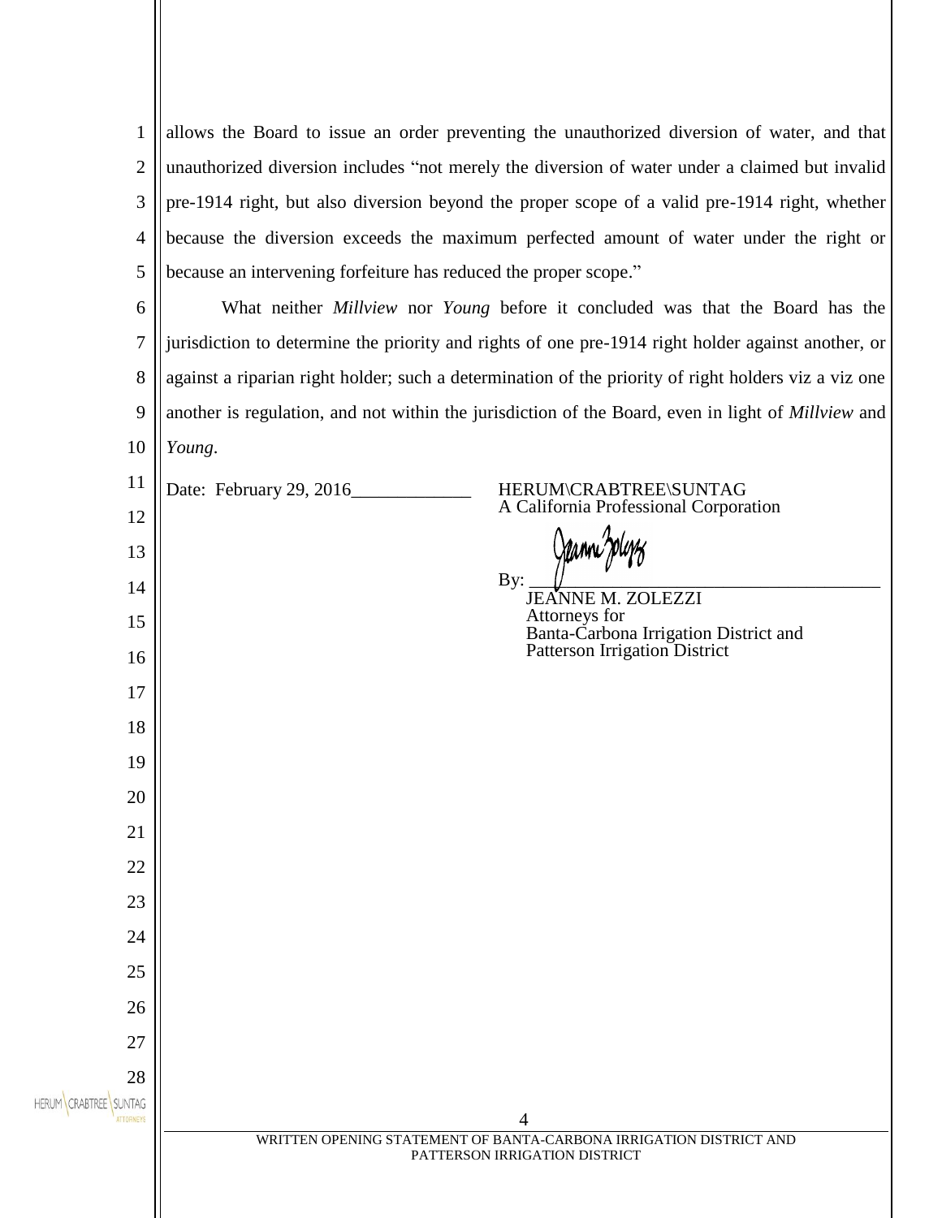allows the Board to issue an order preventing the unauthorized diversion of water, and that unauthorized diversion includes "not merely the diversion of water under a claimed but invalid pre-1914 right, but also diversion beyond the proper scope of a valid pre-1914 right, whether because the diversion exceeds the maximum perfected amount of water under the right or because an intervening forfeiture has reduced the proper scope."

What neither *Millview* nor *Young* before it concluded was that the Board has the jurisdiction to determine the priority and rights of one pre-1914 right holder against another, or against a riparian right holder; such a determination of the priority of right holders viz a viz one another is regulation, and not within the jurisdiction of the Board, even in light of *Millview* and *Young*.

Date: February 29, 2016

HERUM\CRABTREE\SUNTAG
A California Professional Corporation

By: ______________________

JEANNE M. ZOLEZZI
Attorneys for
Banta-Carbona Irrigation District and
Patterson Irrigation District